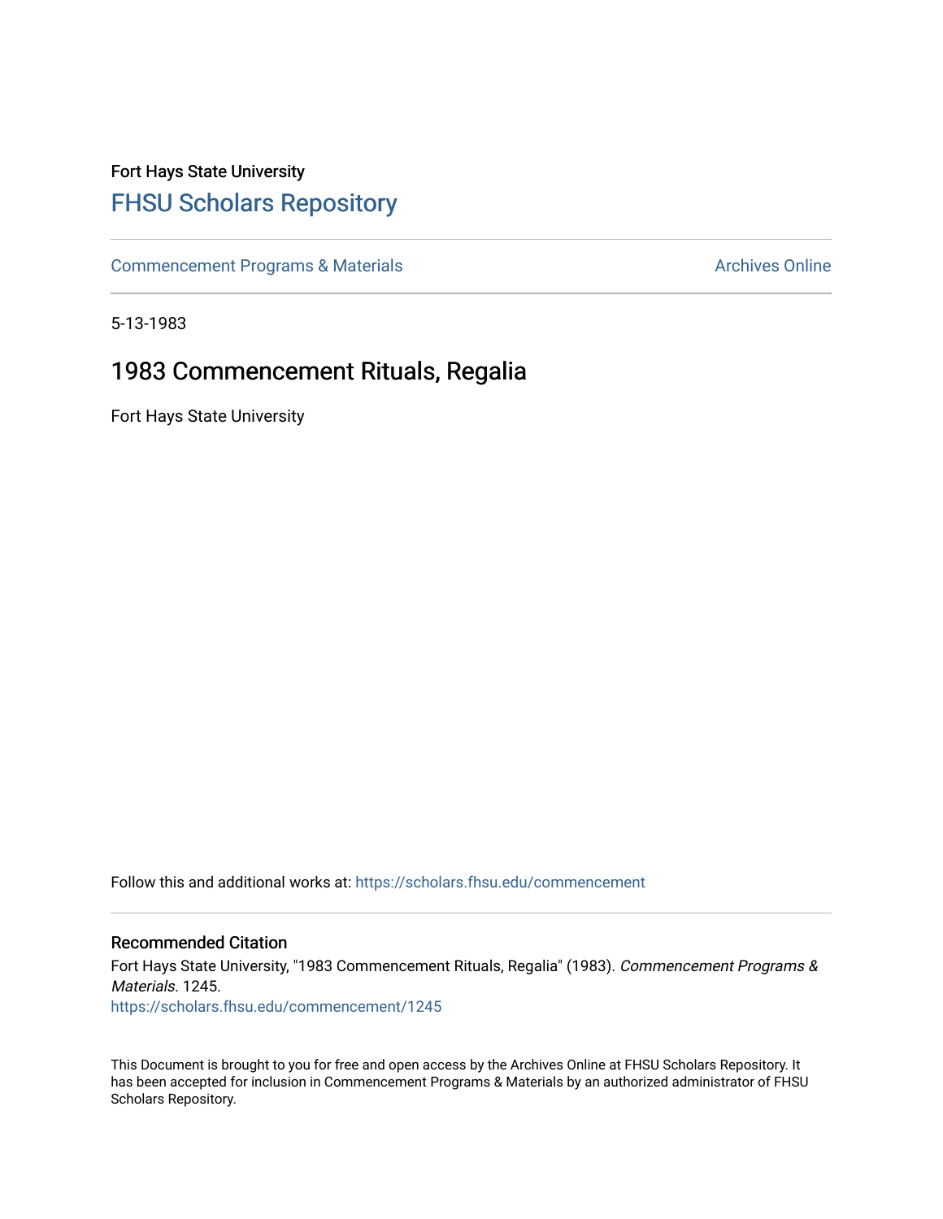Fort Hays State University

# FHSU Scholars Repository

Commencement Programs & Materials

Archives Online

5-13-1983

## 1983 Commencement Rituals, Regalia

Fort Hays State University

Follow this and additional works at: https://scholars.fhsu.edu/commencement

### Recommended Citation

Fort Hays State University, "1983 Commencement Rituals, Regalia" (1983). *Commencement Programs & Materials*. 1245.
https://scholars.fhsu.edu/commencement/1245

This Document is brought to you for free and open access by the Archives Online at FHSU Scholars Repository. It has been accepted for inclusion in Commencement Programs & Materials by an authorized administrator of FHSU Scholars Repository.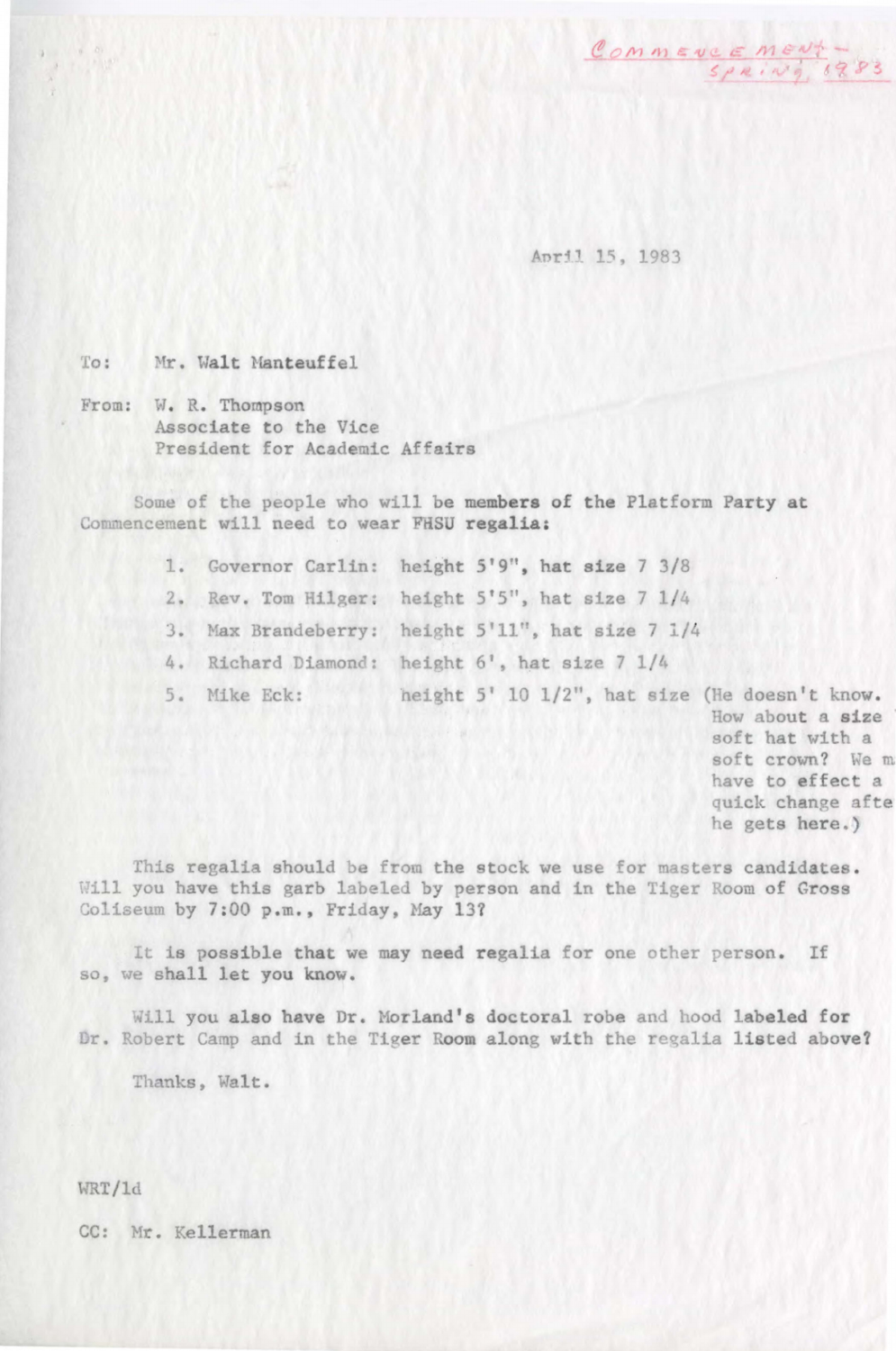Commencement - Spring 1983

April 15, 1983

To: Mr. Walt Manteuffel

From: W. R. Thompson
Associate to the Vice
President for Academic Affairs

Some of the people who will be members of the Platform Party at Commencement will need to wear FHSU regalia:

1. Governor Carlin: height 5'9", hat size 7 3/8
2. Rev. Tom Hilger: height 5'5", hat size 7 1/4
3. Max Brandeberry: height 5'11", hat size 7 1/4
4. Richard Diamond: height 6', hat size 7 1/4
5. Mike Eck: height 5' 10 1/2", hat size (He doesn't know. How about a size soft hat with a soft crown? We m have to effect a quick change afte he gets here.)

This regalia should be from the stock we use for masters candidates. Will you have this garb labeled by person and in the Tiger Room of Gross Coliseum by 7:00 p.m., Friday, May 13?

It is possible that we may need regalia for one other person. If so, we shall let you know.

Will you also have Dr. Morland's doctoral robe and hood labeled for Dr. Robert Camp and in the Tiger Room along with the regalia listed above?

Thanks, Walt.

WRT/ld

CC: Mr. Kellerman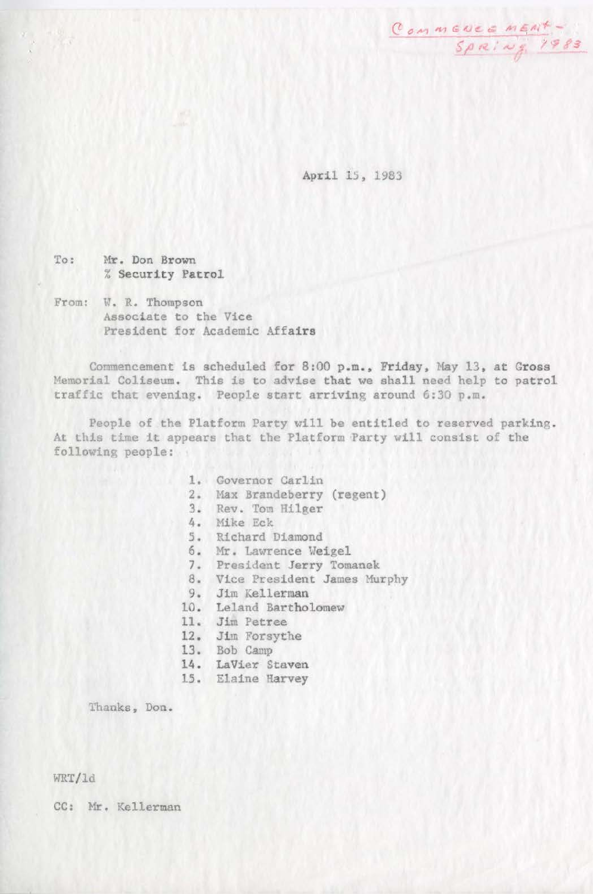Commencement - Spring 1983

April 15, 1983

To: Mr. Don Brown
% Security Patrol

From: W. R. Thompson
Associate to the Vice
President for Academic Affairs

Commencement is scheduled for 8:00 p.m., Friday, May 13, at Gross Memorial Coliseum. This is to advise that we shall need help to patrol traffic that evening. People start arriving around 6:30 p.m.

People of the Platform Party will be entitled to reserved parking. At this time it appears that the Platform Party will consist of the following people:

1. Governor Carlin
2. Max Brandeberry (regent)
3. Rev. Tom Hilger
4. Mike Eck
5. Richard Diamond
6. Mr. Lawrence Weigel
7. President Jerry Tomanek
8. Vice President James Murphy
9. Jim Kellerman
10. Leland Bartholomew
11. Jim Petree
12. Jim Forsythe
13. Bob Camp
14. LaVier Staven
15. Elaine Harvey

Thanks, Don.

WRT/ld

CC: Mr. Kellerman